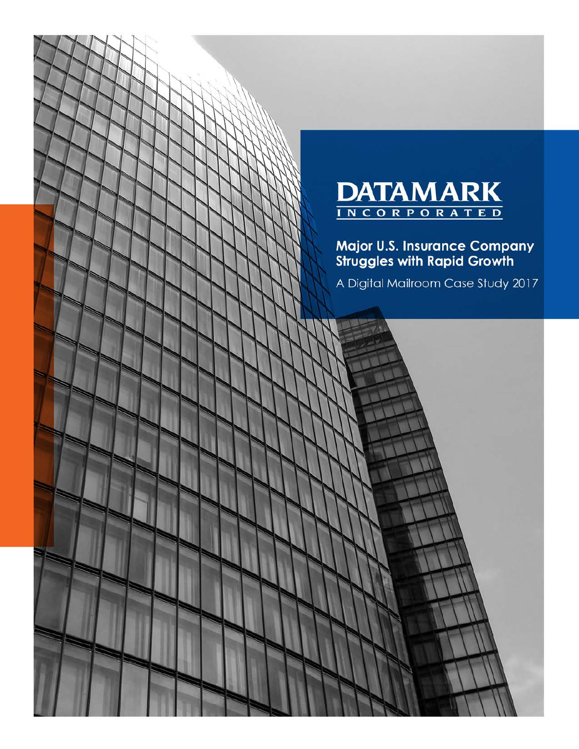# DATAMARK

INCORPORATED

## Major U.S. Insurance Company Struggles with Rapid Growth

A Digital Mailroom Case Study 2017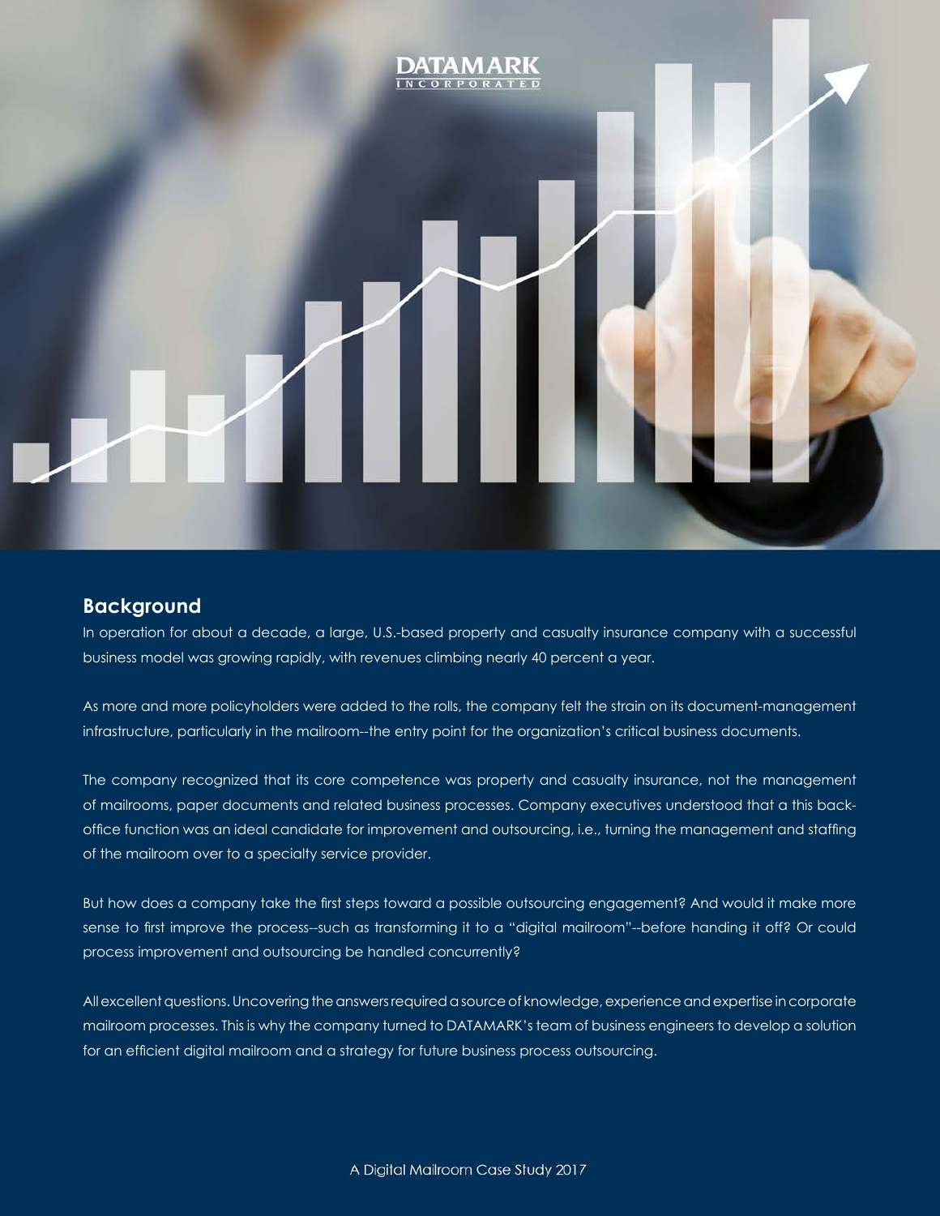DATAMARK
INCORPORATED

## Background

In operation for about a decade, a large, U.S.-based property and casualty insurance company with a successful business model was growing rapidly, with revenues climbing nearly 40 percent a year.

As more and more policyholders were added to the rolls, the company felt the strain on its document-management infrastructure, particularly in the mailroom--the entry point for the organization's critical business documents.

The company recognized that its core competence was property and casualty insurance, not the management of mailrooms, paper documents and related business processes. Company executives understood that a this back-office function was an ideal candidate for improvement and outsourcing, i.e., turning the management and staffing of the mailroom over to a specialty service provider.

But how does a company take the first steps toward a possible outsourcing engagement? And would it make more sense to first improve the process--such as transforming it to a "digital mailroom"--before handing it off? Or could process improvement and outsourcing be handled concurrently?

All excellent questions. Uncovering the answers required a source of knowledge, experience and expertise in corporate mailroom processes. This is why the company turned to DATAMARK's team of business engineers to develop a solution for an efficient digital mailroom and a strategy for future business process outsourcing.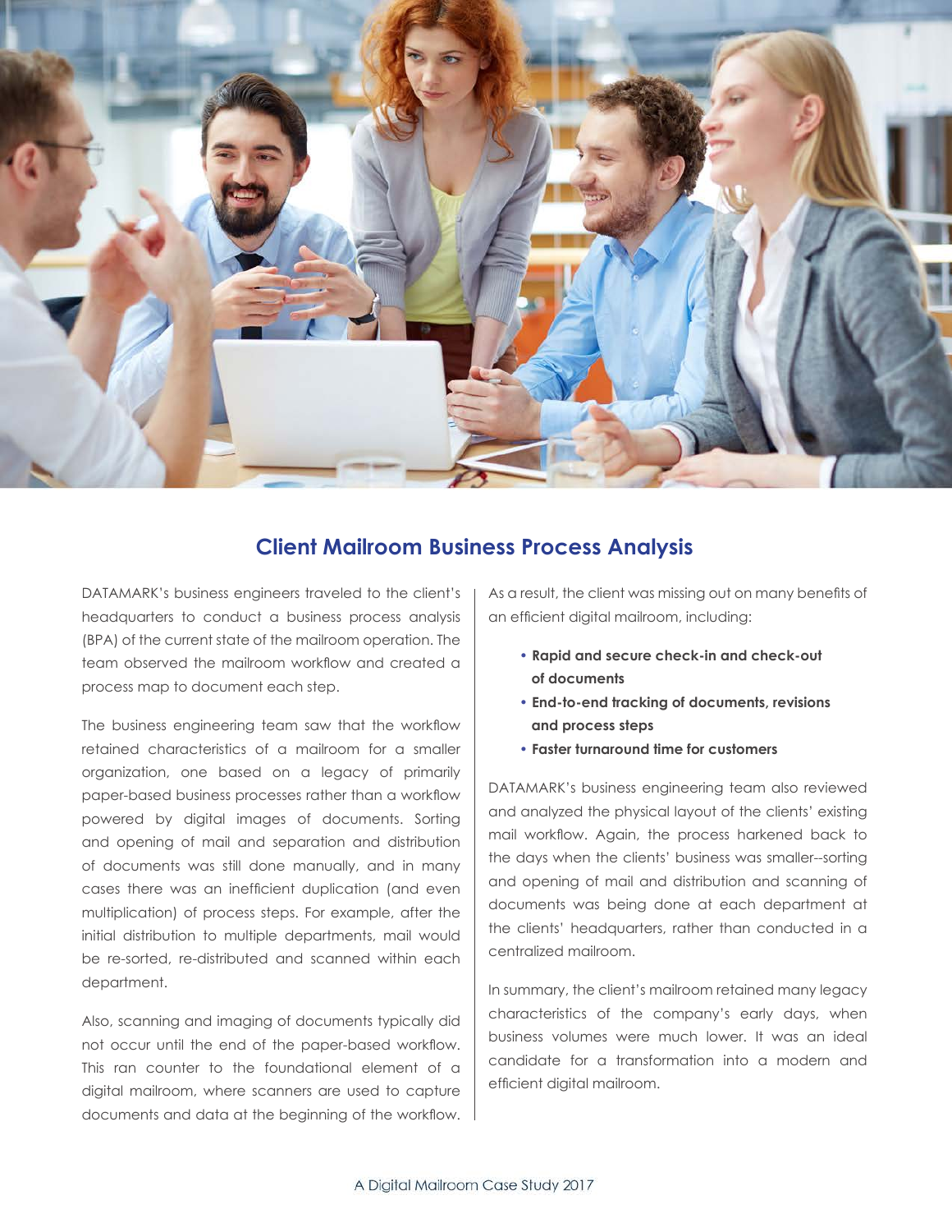## Client Mailroom Business Process Analysis

DATAMARK's business engineers traveled to the client's headquarters to conduct a business process analysis (BPA) of the current state of the mailroom operation. The team observed the mailroom workflow and created a process map to document each step.

The business engineering team saw that the workflow retained characteristics of a mailroom for a smaller organization, one based on a legacy of primarily paper-based business processes rather than a workflow powered by digital images of documents. Sorting and opening of mail and separation and distribution of documents was still done manually, and in many cases there was an inefficient duplication (and even multiplication) of process steps. For example, after the initial distribution to multiple departments, mail would be re-sorted, re-distributed and scanned within each department.

Also, scanning and imaging of documents typically did not occur until the end of the paper-based workflow. This ran counter to the foundational element of a digital mailroom, where scanners are used to capture documents and data at the beginning of the workflow. As a result, the client was missing out on many benefits of an efficient digital mailroom, including:

- **Rapid and secure check-in and check-out of documents**
- **End-to-end tracking of documents, revisions and process steps**
- **Faster turnaround time for customers**

DATAMARK's business engineering team also reviewed and analyzed the physical layout of the clients' existing mail workflow. Again, the process harkened back to the days when the clients' business was smaller--sorting and opening of mail and distribution and scanning of documents was being done at each department at the clients' headquarters, rather than conducted in a centralized mailroom.

In summary, the client's mailroom retained many legacy characteristics of the company's early days, when business volumes were much lower. It was an ideal candidate for a transformation into a modern and efficient digital mailroom.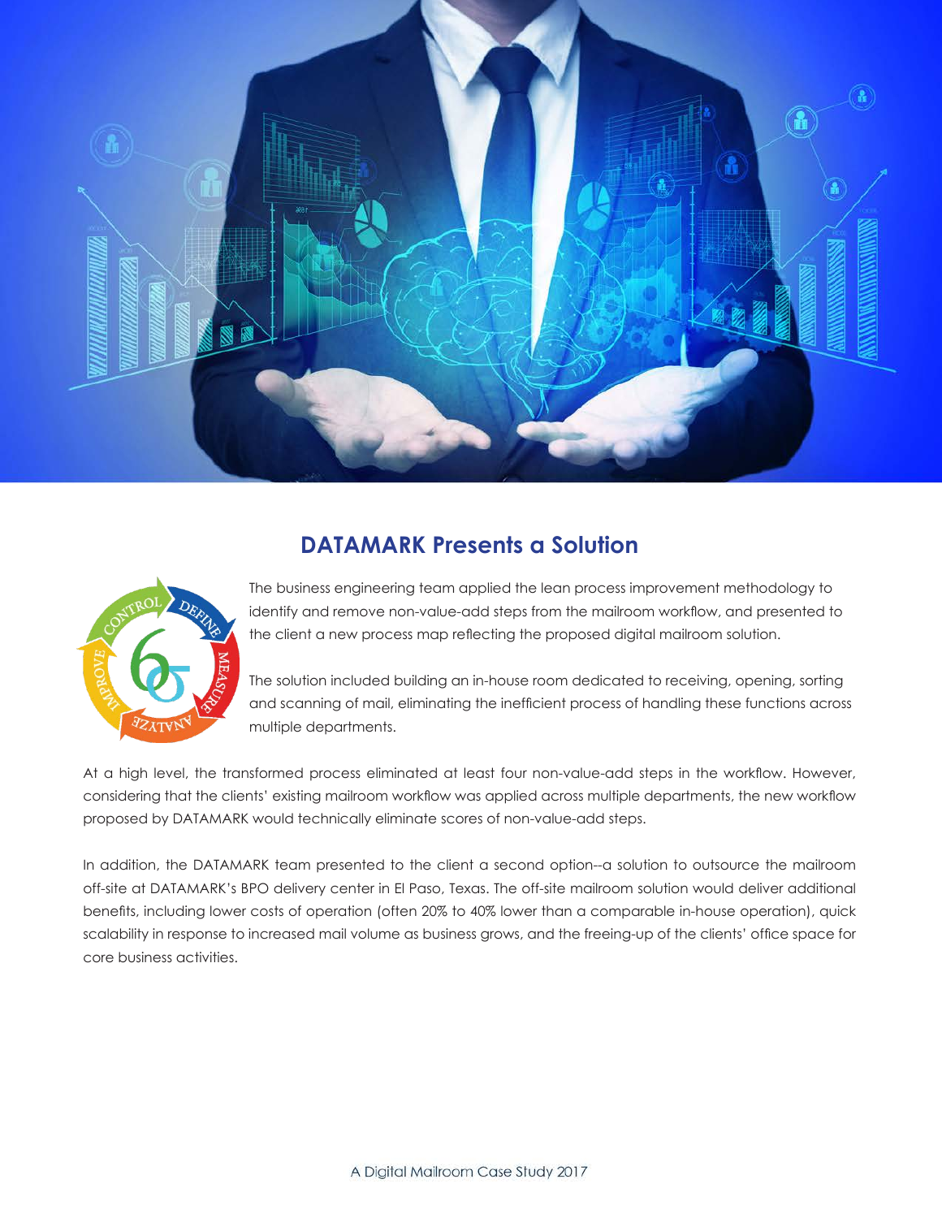## DATAMARK Presents a Solution

The business engineering team applied the lean process improvement methodology to identify and remove non-value-add steps from the mailroom workflow, and presented to the client a new process map reflecting the proposed digital mailroom solution.

The solution included building an in-house room dedicated to receiving, opening, sorting and scanning of mail, eliminating the inefficient process of handling these functions across multiple departments.

At a high level, the transformed process eliminated at least four non-value-add steps in the workflow. However, considering that the clients' existing mailroom workflow was applied across multiple departments, the new workflow proposed by DATAMARK would technically eliminate scores of non-value-add steps.

In addition, the DATAMARK team presented to the client a second option--a solution to outsource the mailroom off-site at DATAMARK's BPO delivery center in El Paso, Texas. The off-site mailroom solution would deliver additional benefits, including lower costs of operation (often 20% to 40% lower than a comparable in-house operation), quick scalability in response to increased mail volume as business grows, and the freeing-up of the clients' office space for core business activities.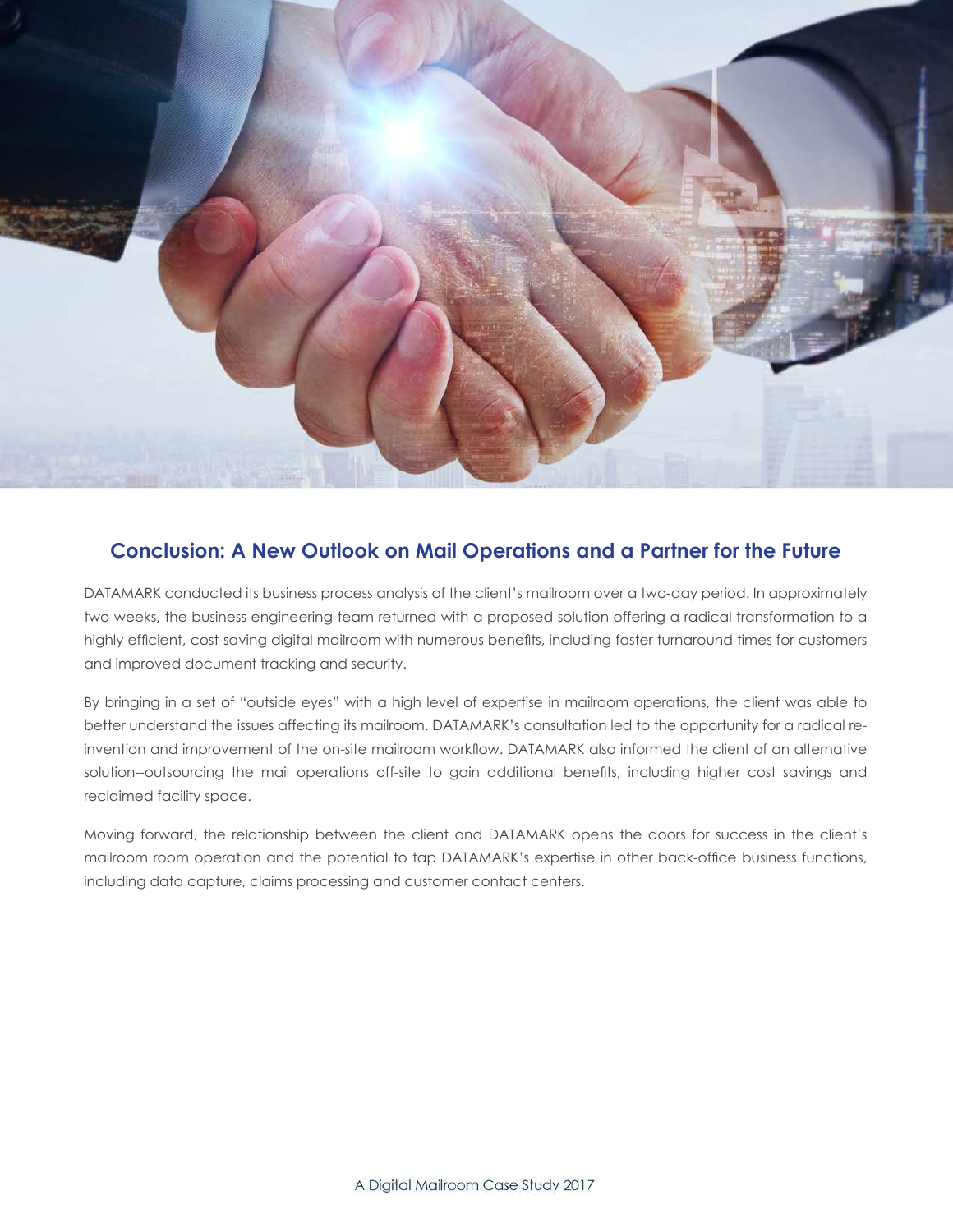## Conclusion: A New Outlook on Mail Operations and a Partner for the Future

DATAMARK conducted its business process analysis of the client's mailroom over a two-day period. In approximately two weeks, the business engineering team returned with a proposed solution offering a radical transformation to a highly efficient, cost-saving digital mailroom with numerous benefits, including faster turnaround times for customers and improved document tracking and security.

By bringing in a set of "outside eyes" with a high level of expertise in mailroom operations, the client was able to better understand the issues affecting its mailroom. DATAMARK's consultation led to the opportunity for a radical re-invention and improvement of the on-site mailroom workflow. DATAMARK also informed the client of an alternative solution--outsourcing the mail operations off-site to gain additional benefits, including higher cost savings and reclaimed facility space.

Moving forward, the relationship between the client and DATAMARK opens the doors for success in the client's mailroom room operation and the potential to tap DATAMARK's expertise in other back-office business functions, including data capture, claims processing and customer contact centers.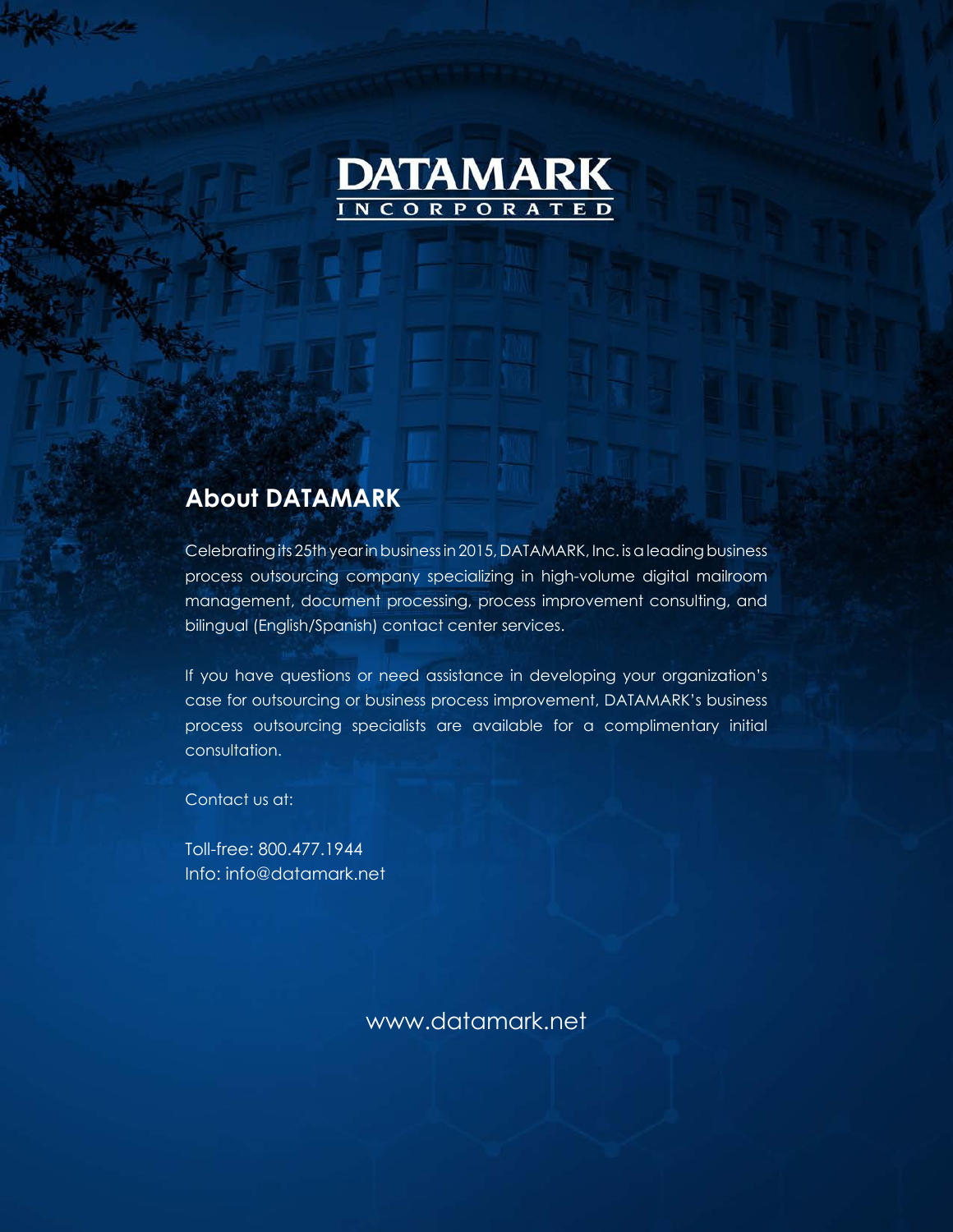DATAMARK INCORPORATED

## About DATAMARK

Celebrating its 25th year in business in 2015, DATAMARK, Inc. is a leading business process outsourcing company specializing in high-volume digital mailroom management, document processing, process improvement consulting, and bilingual (English/Spanish) contact center services.

If you have questions or need assistance in developing your organization's case for outsourcing or business process improvement, DATAMARK's business process outsourcing specialists are available for a complimentary initial consultation.

Contact us at:

Toll-free: 800.477.1944
Info: info@datamark.net

www.datamark.net